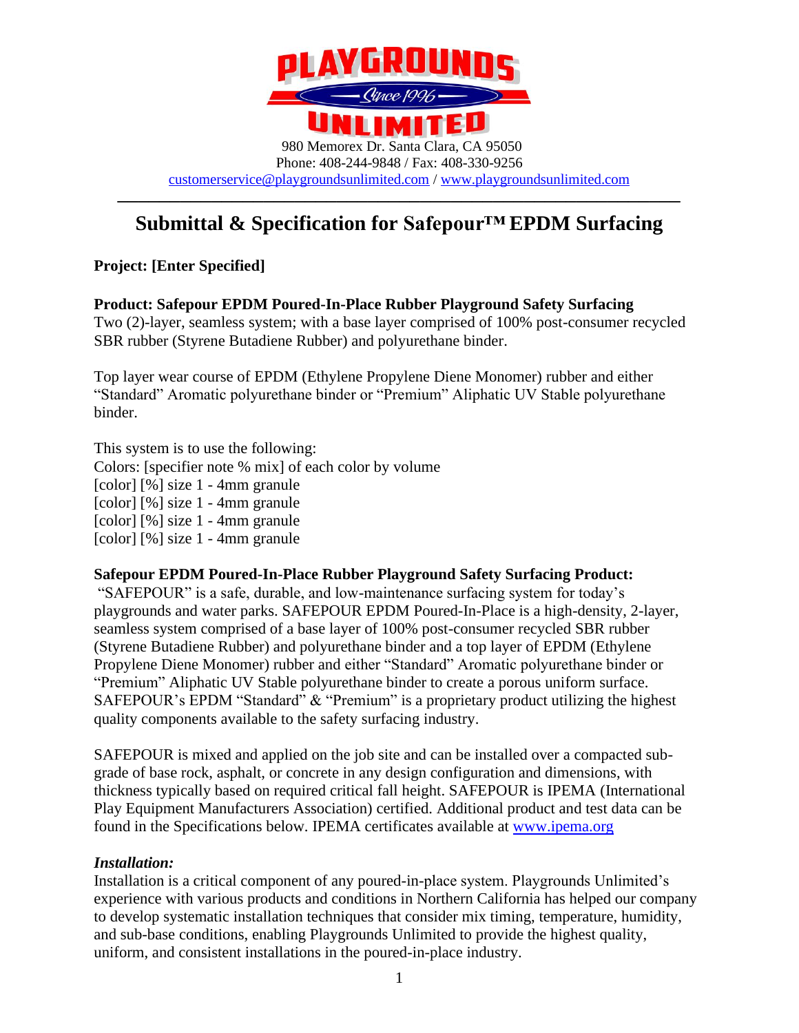# PLAYGROUNDS UNLIMITED

Since 1996

980 Memorex Dr. Santa Clara, CA 95050
Phone: 408-244-9848 / Fax: 408-330-9256
customerservice@playgroundsunlimited.com / www.playgroundsunlimited.com

---

## Submittal & Specification for Safepour™ EPDM Surfacing

**Project: [Enter Specified]**

**Product: Safepour EPDM Poured-In-Place Rubber Playground Safety Surfacing**
Two (2)-layer, seamless system; with a base layer comprised of 100% post-consumer recycled SBR rubber (Styrene Butadiene Rubber) and polyurethane binder.

Top layer wear course of EPDM (Ethylene Propylene Diene Monomer) rubber and either "Standard" Aromatic polyurethane binder or "Premium" Aliphatic UV Stable polyurethane binder.

This system is to use the following:
Colors: [specifier note % mix] of each color by volume
[color] [%] size 1 - 4mm granule
[color] [%] size 1 - 4mm granule
[color] [%] size 1 - 4mm granule
[color] [%] size 1 - 4mm granule

**Safepour EPDM Poured-In-Place Rubber Playground Safety Surfacing Product:**
"SAFEPOUR" is a safe, durable, and low-maintenance surfacing system for today's playgrounds and water parks. SAFEPOUR EPDM Poured-In-Place is a high-density, 2-layer, seamless system comprised of a base layer of 100% post-consumer recycled SBR rubber (Styrene Butadiene Rubber) and polyurethane binder and a top layer of EPDM (Ethylene Propylene Diene Monomer) rubber and either "Standard" Aromatic polyurethane binder or "Premium" Aliphatic UV Stable polyurethane binder to create a porous uniform surface. SAFEPOUR's EPDM "Standard" & "Premium" is a proprietary product utilizing the highest quality components available to the safety surfacing industry.

SAFEPOUR is mixed and applied on the job site and can be installed over a compacted sub-grade of base rock, asphalt, or concrete in any design configuration and dimensions, with thickness typically based on required critical fall height. SAFEPOUR is IPEMA (International Play Equipment Manufacturers Association) certified. Additional product and test data can be found in the Specifications below. IPEMA certificates available at www.ipema.org

***Installation:***
Installation is a critical component of any poured-in-place system. Playgrounds Unlimited's experience with various products and conditions in Northern California has helped our company to develop systematic installation techniques that consider mix timing, temperature, humidity, and sub-base conditions, enabling Playgrounds Unlimited to provide the highest quality, uniform, and consistent installations in the poured-in-place industry.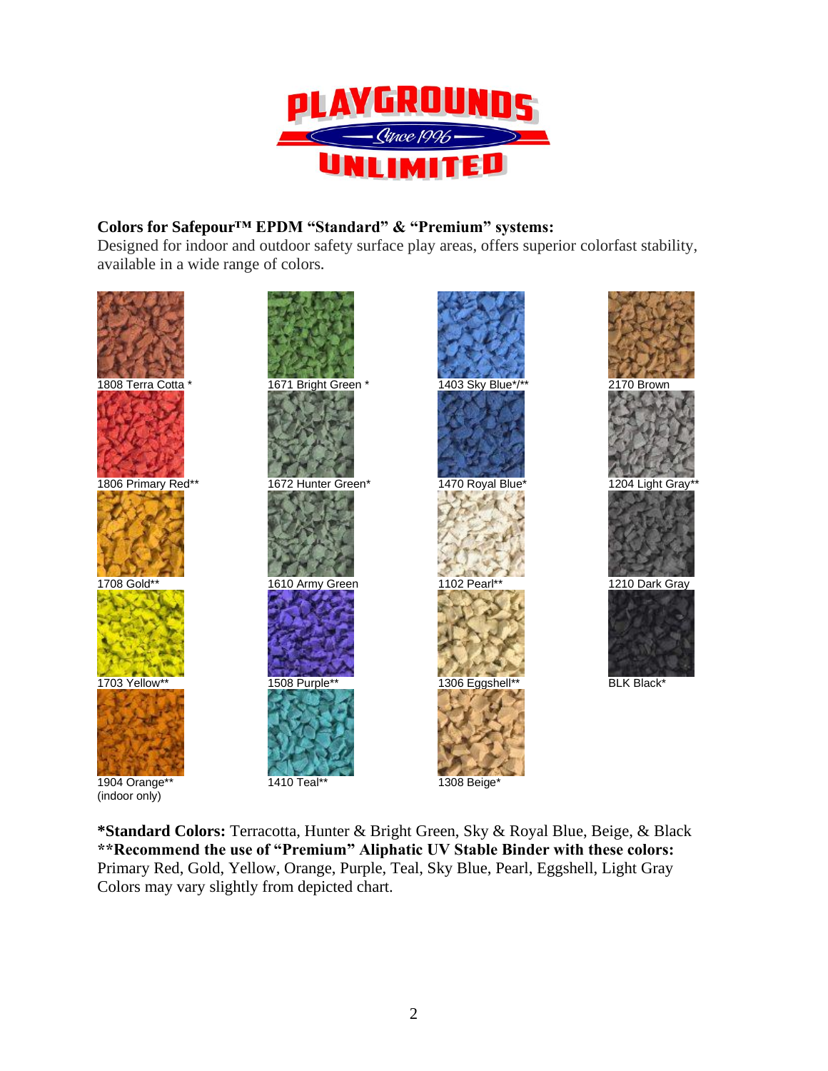**Colors for Safepour™ EPDM "Standard" & "Premium" systems:**
Designed for indoor and outdoor safety surface play areas, offers superior colorfast stability, available in a wide range of colors.

1808 Terra Cotta *

1806 Primary Red**

1708 Gold**

1703 Yellow**

1904 Orange**
(indoor only)

1671 Bright Green *

1672 Hunter Green*

1610 Army Green

1508 Purple**

1410 Teal**

1403 Sky Blue*/**

1470 Royal Blue*

1102 Pearl**

1306 Eggshell**

1308 Beige*

2170 Brown

1204 Light Gray**

1210 Dark Gray

BLK Black*

***Standard Colors:** Terracotta, Hunter & Bright Green, Sky & Royal Blue, Beige, & Black
****Recommend the use of "Premium" Aliphatic UV Stable Binder with these colors:**
Primary Red, Gold, Yellow, Orange, Purple, Teal, Sky Blue, Pearl, Eggshell, Light Gray
Colors may vary slightly from depicted chart.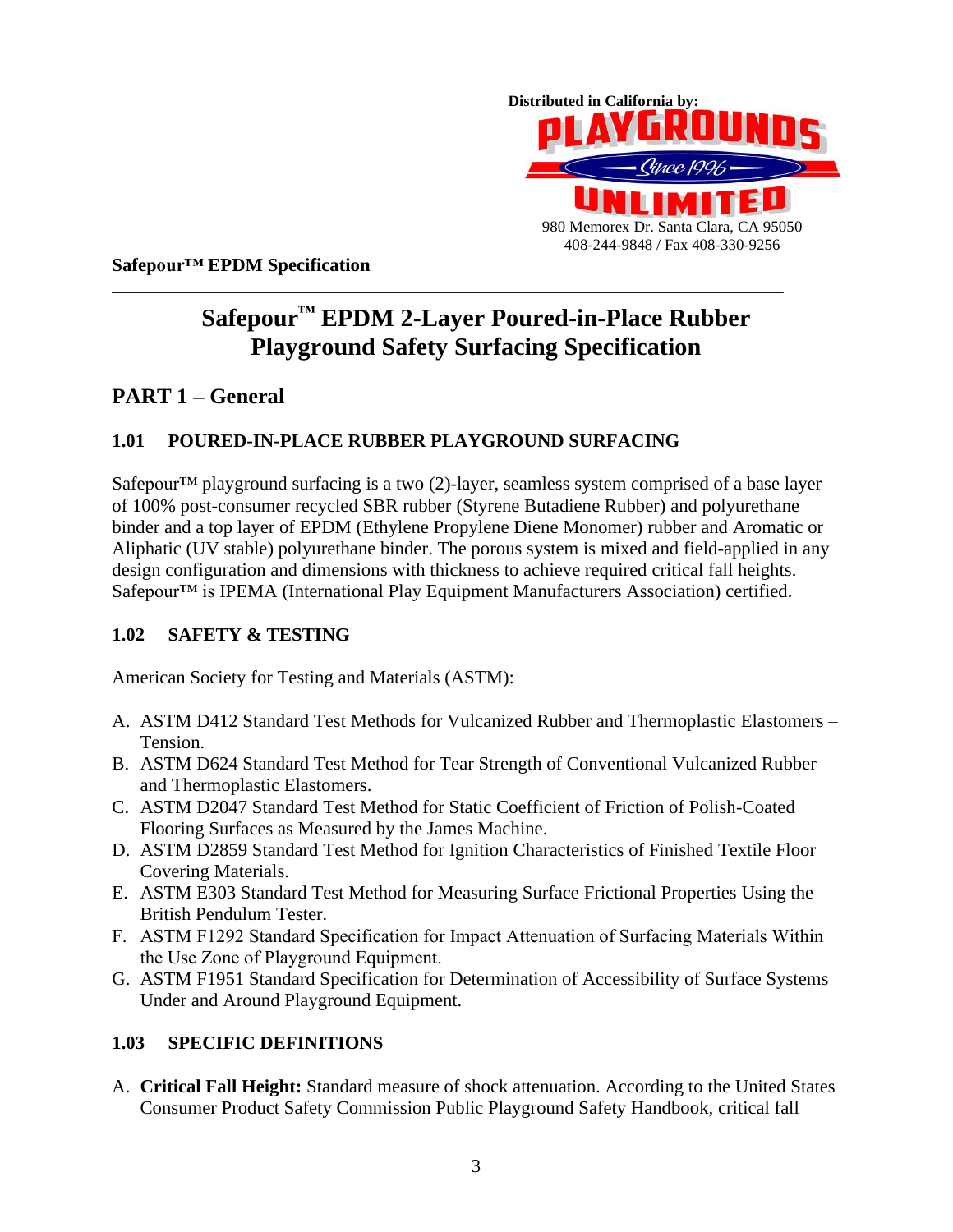Distributed in California by:

PLAYGROUNDS UNLIMITED

Since 1996

980 Memorex Dr. Santa Clara, CA 95050
408-244-9848 / Fax 408-330-9256

**Safepour™ EPDM Specification**

# Safepour™ EPDM 2-Layer Poured-in-Place Rubber Playground Safety Surfacing Specification

## PART 1 – General

### 1.01 POURED-IN-PLACE RUBBER PLAYGROUND SURFACING

Safepour™ playground surfacing is a two (2)-layer, seamless system comprised of a base layer of 100% post-consumer recycled SBR rubber (Styrene Butadiene Rubber) and polyurethane binder and a top layer of EPDM (Ethylene Propylene Diene Monomer) rubber and Aromatic or Aliphatic (UV stable) polyurethane binder. The porous system is mixed and field-applied in any design configuration and dimensions with thickness to achieve required critical fall heights. Safepour™ is IPEMA (International Play Equipment Manufacturers Association) certified.

### 1.02 SAFETY & TESTING

American Society for Testing and Materials (ASTM):

A. ASTM D412 Standard Test Methods for Vulcanized Rubber and Thermoplastic Elastomers – Tension.
B. ASTM D624 Standard Test Method for Tear Strength of Conventional Vulcanized Rubber and Thermoplastic Elastomers.
C. ASTM D2047 Standard Test Method for Static Coefficient of Friction of Polish-Coated Flooring Surfaces as Measured by the James Machine.
D. ASTM D2859 Standard Test Method for Ignition Characteristics of Finished Textile Floor Covering Materials.
E. ASTM E303 Standard Test Method for Measuring Surface Frictional Properties Using the British Pendulum Tester.
F. ASTM F1292 Standard Specification for Impact Attenuation of Surfacing Materials Within the Use Zone of Playground Equipment.
G. ASTM F1951 Standard Specification for Determination of Accessibility of Surface Systems Under and Around Playground Equipment.

### 1.03 SPECIFIC DEFINITIONS

A. **Critical Fall Height:** Standard measure of shock attenuation. According to the United States Consumer Product Safety Commission Public Playground Safety Handbook, critical fall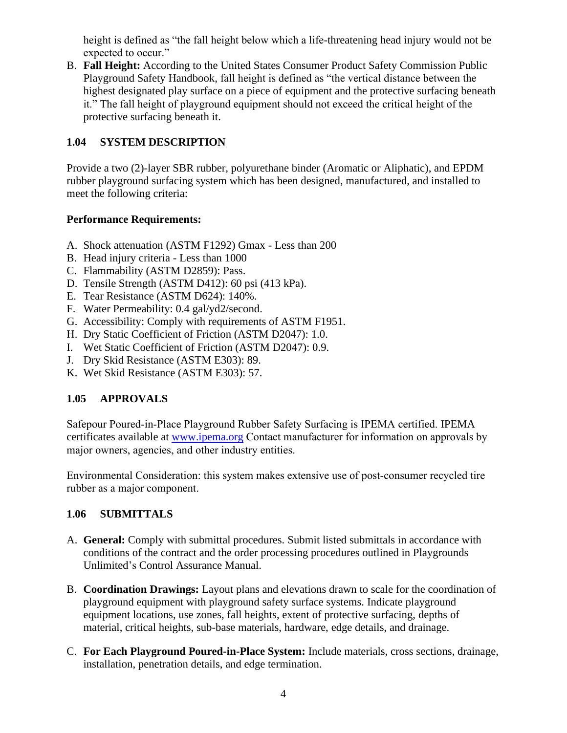height is defined as "the fall height below which a life-threatening head injury would not be expected to occur."

B. **Fall Height:** According to the United States Consumer Product Safety Commission Public Playground Safety Handbook, fall height is defined as "the vertical distance between the highest designated play surface on a piece of equipment and the protective surfacing beneath it." The fall height of playground equipment should not exceed the critical height of the protective surfacing beneath it.

## 1.04 SYSTEM DESCRIPTION

Provide a two (2)-layer SBR rubber, polyurethane binder (Aromatic or Aliphatic), and EPDM rubber playground surfacing system which has been designed, manufactured, and installed to meet the following criteria:

**Performance Requirements:**

A. Shock attenuation (ASTM F1292) Gmax - Less than 200
B. Head injury criteria - Less than 1000
C. Flammability (ASTM D2859): Pass.
D. Tensile Strength (ASTM D412): 60 psi (413 kPa).
E. Tear Resistance (ASTM D624): 140%.
F. Water Permeability: 0.4 gal/yd2/second.
G. Accessibility: Comply with requirements of ASTM F1951.
H. Dry Static Coefficient of Friction (ASTM D2047): 1.0.
I. Wet Static Coefficient of Friction (ASTM D2047): 0.9.
J. Dry Skid Resistance (ASTM E303): 89.
K. Wet Skid Resistance (ASTM E303): 57.

## 1.05 APPROVALS

Safepour Poured-in-Place Playground Rubber Safety Surfacing is IPEMA certified. IPEMA certificates available at www.ipema.org Contact manufacturer for information on approvals by major owners, agencies, and other industry entities.

Environmental Consideration: this system makes extensive use of post-consumer recycled tire rubber as a major component.

## 1.06 SUBMITTALS

A. **General:** Comply with submittal procedures. Submit listed submittals in accordance with conditions of the contract and the order processing procedures outlined in Playgrounds Unlimited's Control Assurance Manual.

B. **Coordination Drawings:** Layout plans and elevations drawn to scale for the coordination of playground equipment with playground safety surface systems. Indicate playground equipment locations, use zones, fall heights, extent of protective surfacing, depths of material, critical heights, sub-base materials, hardware, edge details, and drainage.

C. **For Each Playground Poured-in-Place System:** Include materials, cross sections, drainage, installation, penetration details, and edge termination.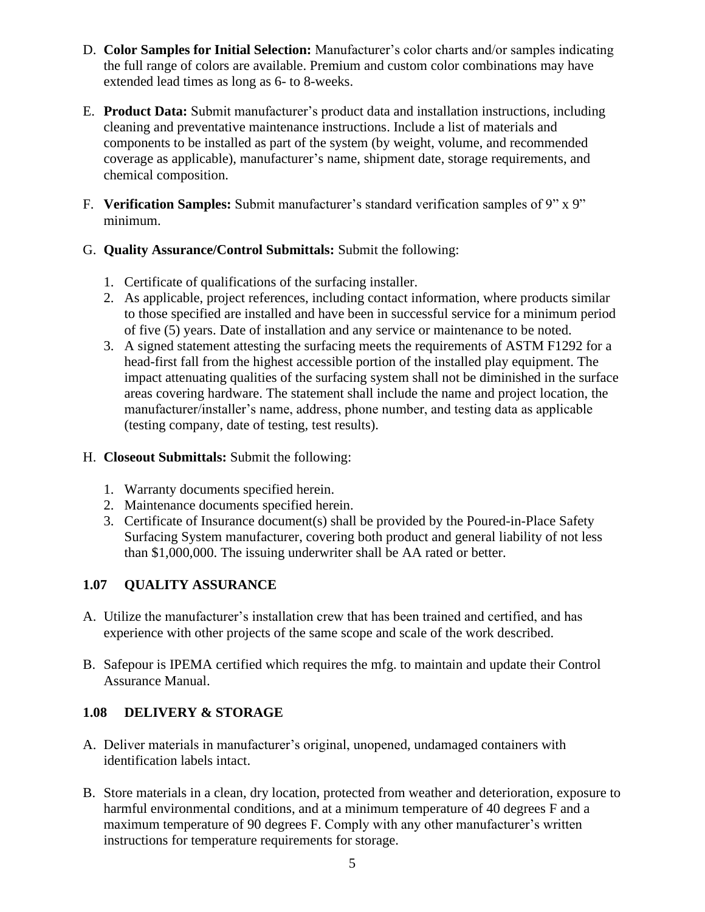D. **Color Samples for Initial Selection:** Manufacturer's color charts and/or samples indicating the full range of colors are available. Premium and custom color combinations may have extended lead times as long as 6- to 8-weeks.

E. **Product Data:** Submit manufacturer's product data and installation instructions, including cleaning and preventative maintenance instructions. Include a list of materials and components to be installed as part of the system (by weight, volume, and recommended coverage as applicable), manufacturer's name, shipment date, storage requirements, and chemical composition.

F. **Verification Samples:** Submit manufacturer's standard verification samples of 9" x 9" minimum.

G. **Quality Assurance/Control Submittals:** Submit the following:

1. Certificate of qualifications of the surfacing installer.
2. As applicable, project references, including contact information, where products similar to those specified are installed and have been in successful service for a minimum period of five (5) years. Date of installation and any service or maintenance to be noted.
3. A signed statement attesting the surfacing meets the requirements of ASTM F1292 for a head-first fall from the highest accessible portion of the installed play equipment. The impact attenuating qualities of the surfacing system shall not be diminished in the surface areas covering hardware. The statement shall include the name and project location, the manufacturer/installer's name, address, phone number, and testing data as applicable (testing company, date of testing, test results).

H. **Closeout Submittals:** Submit the following:

1. Warranty documents specified herein.
2. Maintenance documents specified herein.
3. Certificate of Insurance document(s) shall be provided by the Poured-in-Place Safety Surfacing System manufacturer, covering both product and general liability of not less than $1,000,000. The issuing underwriter shall be AA rated or better.

### 1.07 QUALITY ASSURANCE

A. Utilize the manufacturer's installation crew that has been trained and certified, and has experience with other projects of the same scope and scale of the work described.

B. Safepour is IPEMA certified which requires the mfg. to maintain and update their Control Assurance Manual.

### 1.08 DELIVERY & STORAGE

A. Deliver materials in manufacturer's original, unopened, undamaged containers with identification labels intact.

B. Store materials in a clean, dry location, protected from weather and deterioration, exposure to harmful environmental conditions, and at a minimum temperature of 40 degrees F and a maximum temperature of 90 degrees F. Comply with any other manufacturer's written instructions for temperature requirements for storage.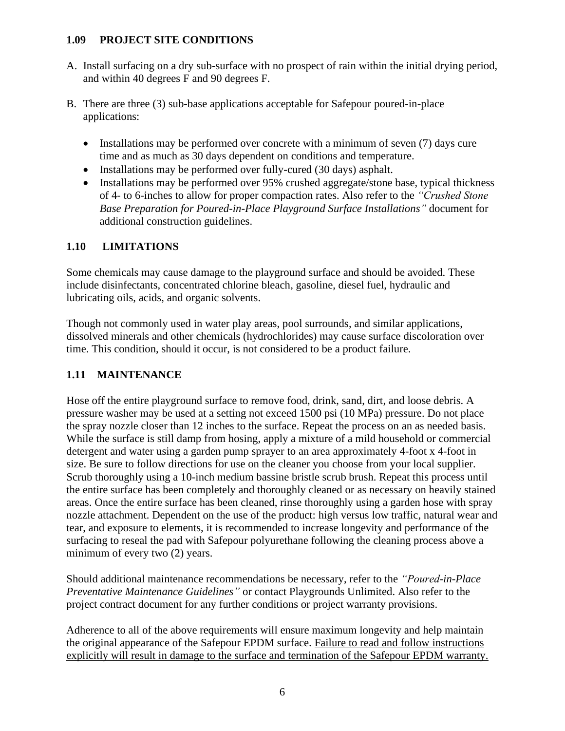### 1.09 PROJECT SITE CONDITIONS

A. Install surfacing on a dry sub-surface with no prospect of rain within the initial drying period, and within 40 degrees F and 90 degrees F.

B. There are three (3) sub-base applications acceptable for Safepour poured-in-place applications:

- Installations may be performed over concrete with a minimum of seven (7) days cure time and as much as 30 days dependent on conditions and temperature.
- Installations may be performed over fully-cured (30 days) asphalt.
- Installations may be performed over 95% crushed aggregate/stone base, typical thickness of 4- to 6-inches to allow for proper compaction rates. Also refer to the *"Crushed Stone Base Preparation for Poured-in-Place Playground Surface Installations"* document for additional construction guidelines.

### 1.10 LIMITATIONS

Some chemicals may cause damage to the playground surface and should be avoided. These include disinfectants, concentrated chlorine bleach, gasoline, diesel fuel, hydraulic and lubricating oils, acids, and organic solvents.

Though not commonly used in water play areas, pool surrounds, and similar applications, dissolved minerals and other chemicals (hydrochlorides) may cause surface discoloration over time. This condition, should it occur, is not considered to be a product failure.

### 1.11 MAINTENANCE

Hose off the entire playground surface to remove food, drink, sand, dirt, and loose debris. A pressure washer may be used at a setting not exceed 1500 psi (10 MPa) pressure. Do not place the spray nozzle closer than 12 inches to the surface. Repeat the process on an as needed basis. While the surface is still damp from hosing, apply a mixture of a mild household or commercial detergent and water using a garden pump sprayer to an area approximately 4-foot x 4-foot in size. Be sure to follow directions for use on the cleaner you choose from your local supplier. Scrub thoroughly using a 10-inch medium bassine bristle scrub brush. Repeat this process until the entire surface has been completely and thoroughly cleaned or as necessary on heavily stained areas. Once the entire surface has been cleaned, rinse thoroughly using a garden hose with spray nozzle attachment. Dependent on the use of the product: high versus low traffic, natural wear and tear, and exposure to elements, it is recommended to increase longevity and performance of the surfacing to reseal the pad with Safepour polyurethane following the cleaning process above a minimum of every two (2) years.

Should additional maintenance recommendations be necessary, refer to the *"Poured-in-Place Preventative Maintenance Guidelines"* or contact Playgrounds Unlimited. Also refer to the project contract document for any further conditions or project warranty provisions.

Adherence to all of the above requirements will ensure maximum longevity and help maintain the original appearance of the Safepour EPDM surface. <u>Failure to read and follow instructions explicitly will result in damage to the surface and termination of the Safepour EPDM warranty.</u>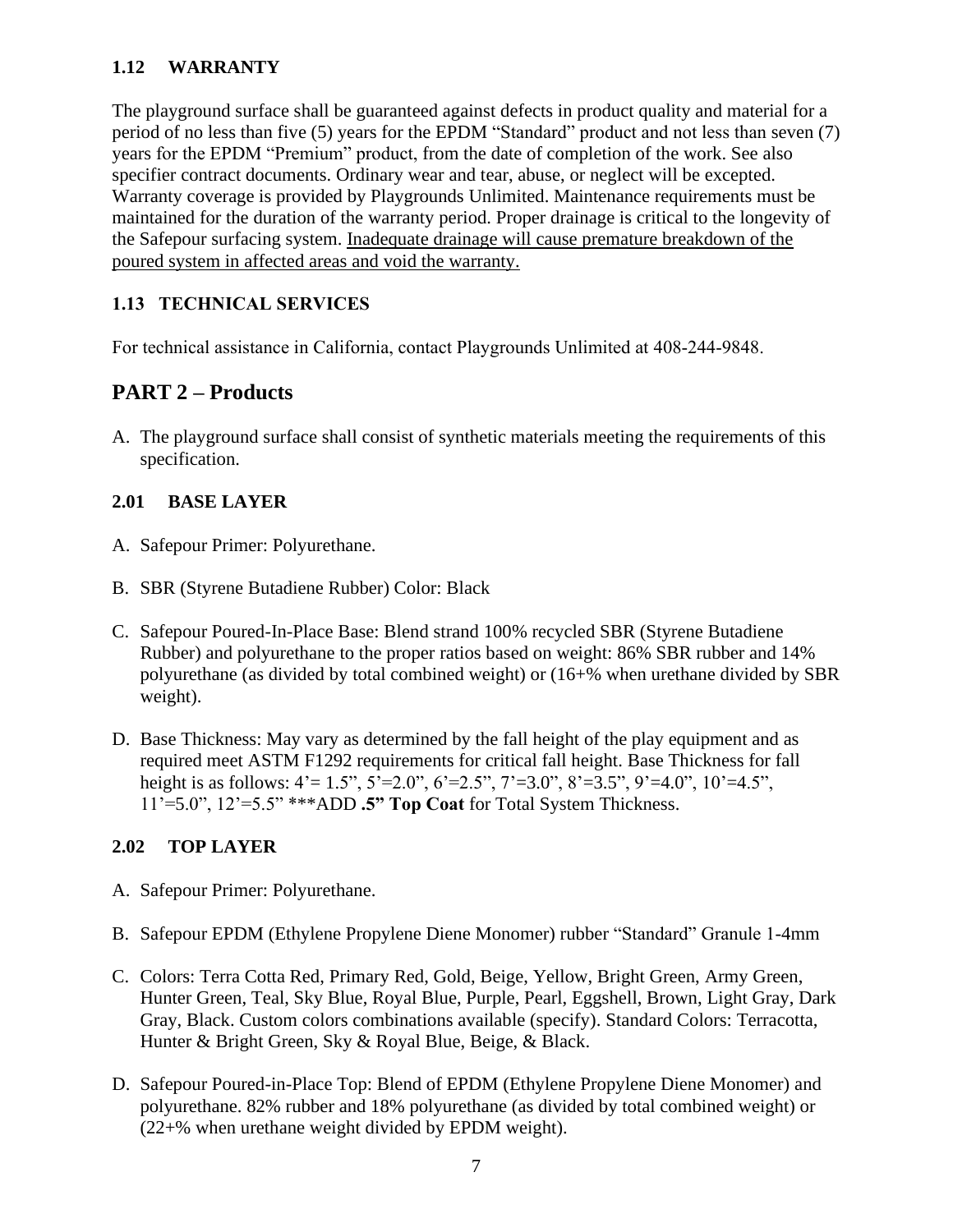### 1.12 WARRANTY

The playground surface shall be guaranteed against defects in product quality and material for a period of no less than five (5) years for the EPDM “Standard” product and not less than seven (7) years for the EPDM “Premium” product, from the date of completion of the work. See also specifier contract documents. Ordinary wear and tear, abuse, or neglect will be excepted. Warranty coverage is provided by Playgrounds Unlimited. Maintenance requirements must be maintained for the duration of the warranty period. Proper drainage is critical to the longevity of the Safepour surfacing system. <u>Inadequate drainage will cause premature breakdown of the poured system in affected areas and void the warranty.</u>

### 1.13 TECHNICAL SERVICES

For technical assistance in California, contact Playgrounds Unlimited at 408-244-9848.

## PART 2 – Products

A. The playground surface shall consist of synthetic materials meeting the requirements of this specification.

### 2.01 BASE LAYER

A. Safepour Primer: Polyurethane.

B. SBR (Styrene Butadiene Rubber) Color: Black

C. Safepour Poured-In-Place Base: Blend strand 100% recycled SBR (Styrene Butadiene Rubber) and polyurethane to the proper ratios based on weight: 86% SBR rubber and 14% polyurethane (as divided by total combined weight) or (16+% when urethane divided by SBR weight).

D. Base Thickness: May vary as determined by the fall height of the play equipment and as required meet ASTM F1292 requirements for critical fall height. Base Thickness for fall height is as follows: 4’= 1.5”, 5’=2.0”, 6’=2.5”, 7’=3.0”, 8’=3.5”, 9’=4.0”, 10’=4.5”, 11’=5.0”, 12’=5.5” ***ADD **.5” Top Coat** for Total System Thickness.

### 2.02 TOP LAYER

A. Safepour Primer: Polyurethane.

B. Safepour EPDM (Ethylene Propylene Diene Monomer) rubber “Standard” Granule 1-4mm

C. Colors: Terra Cotta Red, Primary Red, Gold, Beige, Yellow, Bright Green, Army Green, Hunter Green, Teal, Sky Blue, Royal Blue, Purple, Pearl, Eggshell, Brown, Light Gray, Dark Gray, Black. Custom colors combinations available (specify). Standard Colors: Terracotta, Hunter & Bright Green, Sky & Royal Blue, Beige, & Black.

D. Safepour Poured-in-Place Top: Blend of EPDM (Ethylene Propylene Diene Monomer) and polyurethane. 82% rubber and 18% polyurethane (as divided by total combined weight) or (22+% when urethane weight divided by EPDM weight).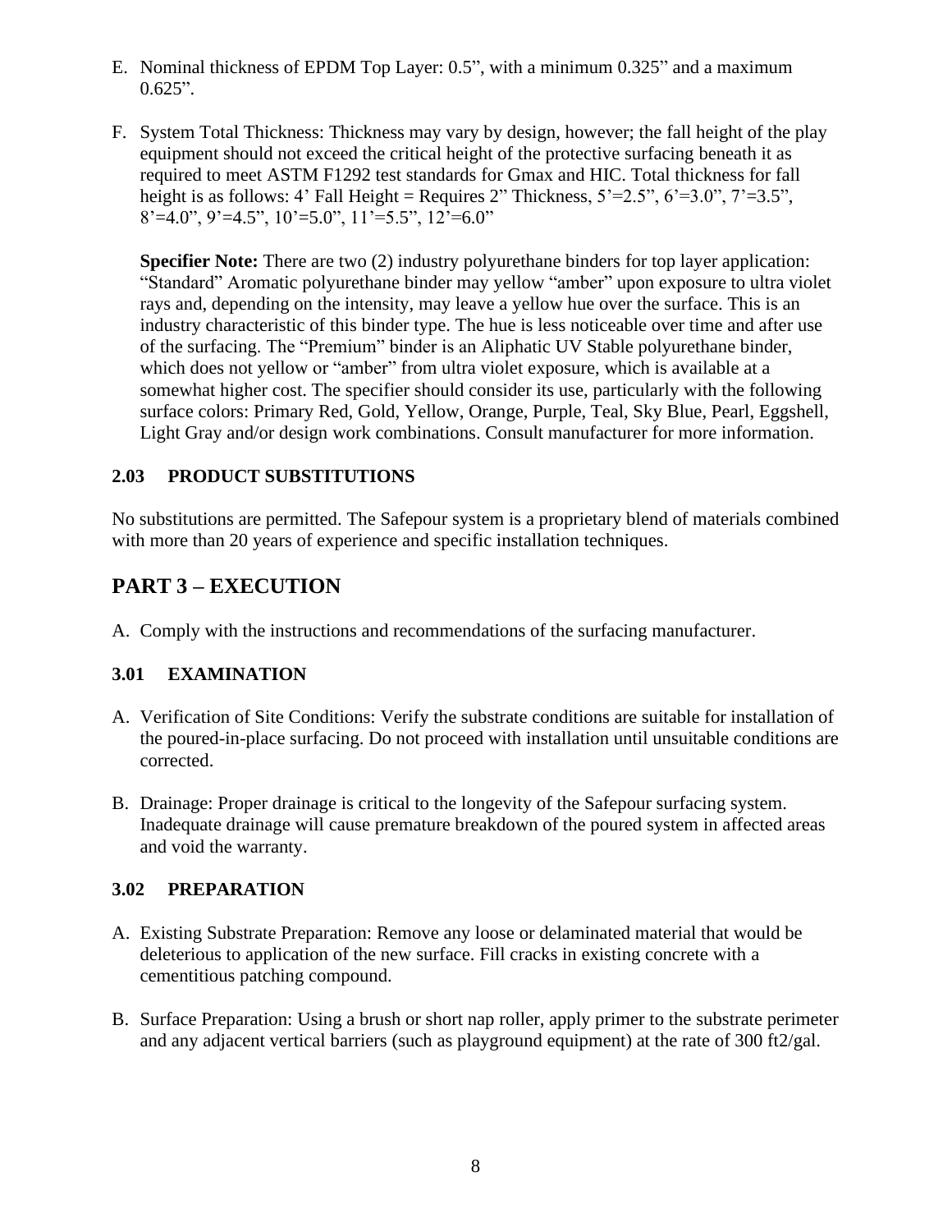E. Nominal thickness of EPDM Top Layer: 0.5", with a minimum 0.325" and a maximum 0.625".

F. System Total Thickness: Thickness may vary by design, however; the fall height of the play equipment should not exceed the critical height of the protective surfacing beneath it as required to meet ASTM F1292 test standards for Gmax and HIC. Total thickness for fall height is as follows: 4' Fall Height = Requires 2" Thickness, 5'=2.5", 6'=3.0", 7'=3.5", 8'=4.0", 9'=4.5", 10'=5.0", 11'=5.5", 12'=6.0"

   **Specifier Note:** There are two (2) industry polyurethane binders for top layer application: "Standard" Aromatic polyurethane binder may yellow "amber" upon exposure to ultra violet rays and, depending on the intensity, may leave a yellow hue over the surface. This is an industry characteristic of this binder type. The hue is less noticeable over time and after use of the surfacing. The "Premium" binder is an Aliphatic UV Stable polyurethane binder, which does not yellow or "amber" from ultra violet exposure, which is available at a somewhat higher cost. The specifier should consider its use, particularly with the following surface colors: Primary Red, Gold, Yellow, Orange, Purple, Teal, Sky Blue, Pearl, Eggshell, Light Gray and/or design work combinations. Consult manufacturer for more information.

### 2.03 PRODUCT SUBSTITUTIONS

No substitutions are permitted. The Safepour system is a proprietary blend of materials combined with more than 20 years of experience and specific installation techniques.

## PART 3 – EXECUTION

A. Comply with the instructions and recommendations of the surfacing manufacturer.

### 3.01 EXAMINATION

A. Verification of Site Conditions: Verify the substrate conditions are suitable for installation of the poured-in-place surfacing. Do not proceed with installation until unsuitable conditions are corrected.

B. Drainage: Proper drainage is critical to the longevity of the Safepour surfacing system. Inadequate drainage will cause premature breakdown of the poured system in affected areas and void the warranty.

### 3.02 PREPARATION

A. Existing Substrate Preparation: Remove any loose or delaminated material that would be deleterious to application of the new surface. Fill cracks in existing concrete with a cementitious patching compound.

B. Surface Preparation: Using a brush or short nap roller, apply primer to the substrate perimeter and any adjacent vertical barriers (such as playground equipment) at the rate of 300 ft2/gal.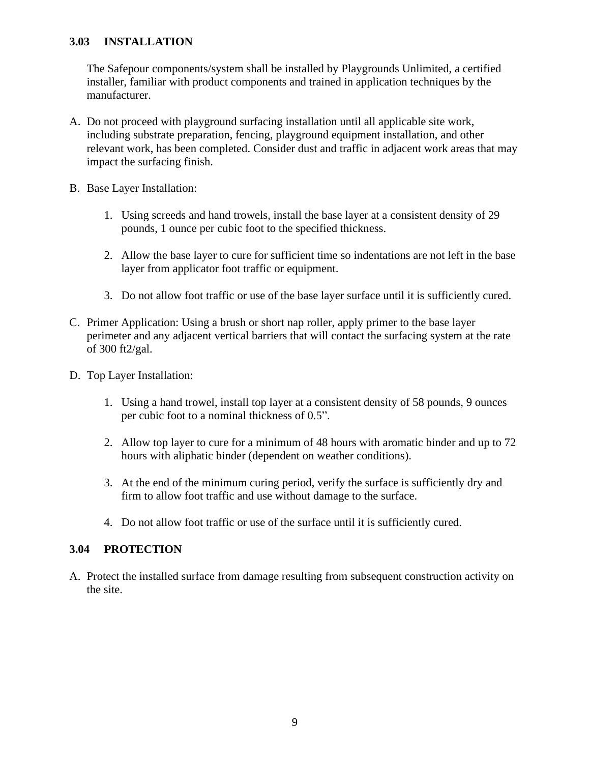### 3.03 INSTALLATION

The Safepour components/system shall be installed by Playgrounds Unlimited, a certified installer, familiar with product components and trained in application techniques by the manufacturer.

A. Do not proceed with playground surfacing installation until all applicable site work, including substrate preparation, fencing, playground equipment installation, and other relevant work, has been completed. Consider dust and traffic in adjacent work areas that may impact the surfacing finish.

B. Base Layer Installation:

   1. Using screeds and hand trowels, install the base layer at a consistent density of 29 pounds, 1 ounce per cubic foot to the specified thickness.

   2. Allow the base layer to cure for sufficient time so indentations are not left in the base layer from applicator foot traffic or equipment.

   3. Do not allow foot traffic or use of the base layer surface until it is sufficiently cured.

C. Primer Application: Using a brush or short nap roller, apply primer to the base layer perimeter and any adjacent vertical barriers that will contact the surfacing system at the rate of 300 ft2/gal.

D. Top Layer Installation:

   1. Using a hand trowel, install top layer at a consistent density of 58 pounds, 9 ounces per cubic foot to a nominal thickness of 0.5".

   2. Allow top layer to cure for a minimum of 48 hours with aromatic binder and up to 72 hours with aliphatic binder (dependent on weather conditions).

   3. At the end of the minimum curing period, verify the surface is sufficiently dry and firm to allow foot traffic and use without damage to the surface.

   4. Do not allow foot traffic or use of the surface until it is sufficiently cured.

### 3.04 PROTECTION

A. Protect the installed surface from damage resulting from subsequent construction activity on the site.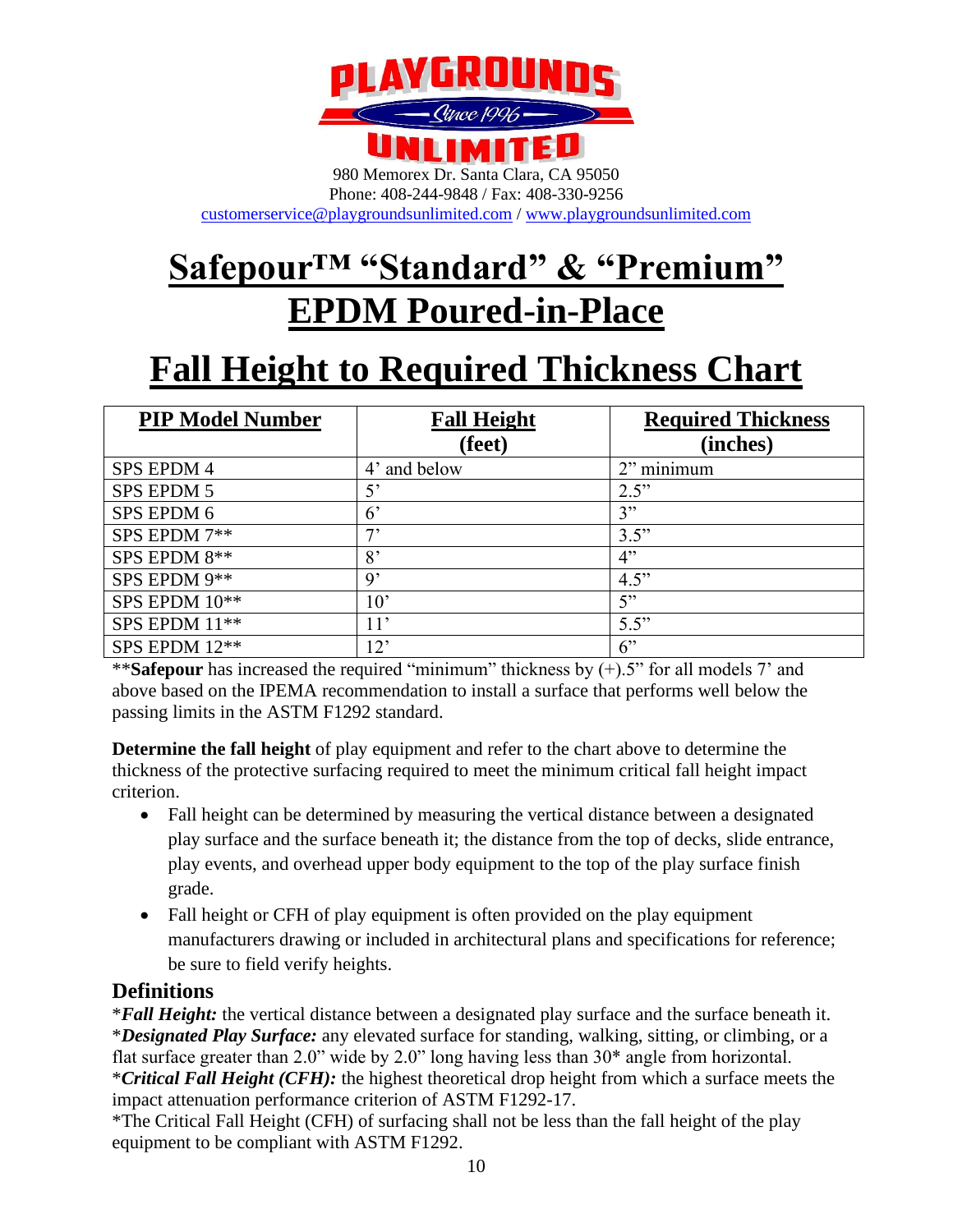PLAYGROUNDS Since 1996 UNLIMITED

980 Memorex Dr. Santa Clara, CA 95050
Phone: 408-244-9848 / Fax: 408-330-9256
customerservice@playgroundsunlimited.com / www.playgroundsunlimited.com

# Safepour™ "Standard" & "Premium" EPDM Poured-in-Place

# Fall Height to Required Thickness Chart

| PIP Model Number | Fall Height (feet) | Required Thickness (inches) |
|---|---|---|
| SPS EPDM 4 | 4' and below | 2" minimum |
| SPS EPDM 5 | 5' | 2.5" |
| SPS EPDM 6 | 6' | 3" |
| SPS EPDM 7** | 7' | 3.5" |
| SPS EPDM 8** | 8' | 4" |
| SPS EPDM 9** | 9' | 4.5" |
| SPS EPDM 10** | 10' | 5" |
| SPS EPDM 11** | 11' | 5.5" |
| SPS EPDM 12** | 12' | 6" |

****Safepour** has increased the required "minimum" thickness by (+).5" for all models 7' and above based on the IPEMA recommendation to install a surface that performs well below the passing limits in the ASTM F1292 standard.

**Determine the fall height** of play equipment and refer to the chart above to determine the thickness of the protective surfacing required to meet the minimum critical fall height impact criterion.

- Fall height can be determined by measuring the vertical distance between a designated play surface and the surface beneath it; the distance from the top of decks, slide entrance, play events, and overhead upper body equipment to the top of the play surface finish grade.
- Fall height or CFH of play equipment is often provided on the play equipment manufacturers drawing or included in architectural plans and specifications for reference; be sure to field verify heights.

## Definitions

**Fall Height:* the vertical distance between a designated play surface and the surface beneath it.
**Designated Play Surface:* any elevated surface for standing, walking, sitting, or climbing, or a flat surface greater than 2.0" wide by 2.0" long having less than 30* angle from horizontal.
**Critical Fall Height (CFH):* the highest theoretical drop height from which a surface meets the impact attenuation performance criterion of ASTM F1292-17.
*The Critical Fall Height (CFH) of surfacing shall not be less than the fall height of the play equipment to be compliant with ASTM F1292.